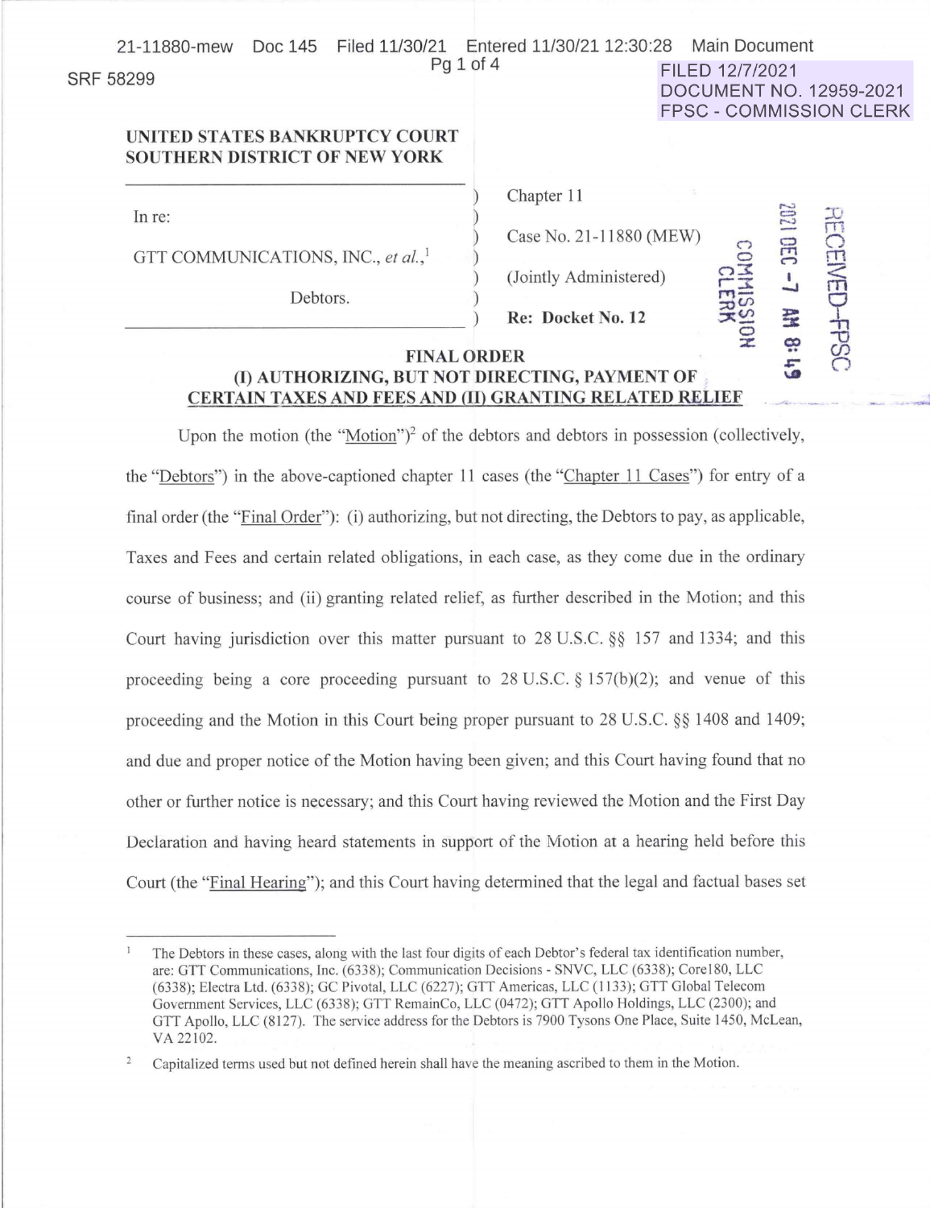SRF 58299

FILED 12/7/2021
DOCUMENT NO. 12959-2021
FPSC - COMMISSION CLERK

**UNITED STATES BANKRUPTCY COURT**
**SOUTHERN DISTRICT OF NEW YORK**

| | |
|---|---|
| In re: | Chapter 11 |
| GTT COMMUNICATIONS, INC., *et al.*,[1] | Case No. 21-11880 (MEW) |
| Debtors. | (Jointly Administered) |
| | **Re: Docket No. 12** |

RECEIVED-FPSC 2021 DEC -7 AM 8:49 COMMISSION CLERK

## FINAL ORDER (I) AUTHORIZING, BUT NOT DIRECTING, PAYMENT OF CERTAIN TAXES AND FEES AND (II) GRANTING RELATED RELIEF

Upon the motion (the "Motion")[2] of the debtors and debtors in possession (collectively, the "Debtors") in the above-captioned chapter 11 cases (the "Chapter 11 Cases") for entry of a final order (the "Final Order"): (i) authorizing, but not directing, the Debtors to pay, as applicable, Taxes and Fees and certain related obligations, in each case, as they come due in the ordinary course of business; and (ii) granting related relief, as further described in the Motion; and this Court having jurisdiction over this matter pursuant to 28 U.S.C. §§ 157 and 1334; and this proceeding being a core proceeding pursuant to 28 U.S.C. § 157(b)(2); and venue of this proceeding and the Motion in this Court being proper pursuant to 28 U.S.C. §§ 1408 and 1409; and due and proper notice of the Motion having been given; and this Court having found that no other or further notice is necessary; and this Court having reviewed the Motion and the First Day Declaration and having heard statements in support of the Motion at a hearing held before this Court (the "Final Hearing"); and this Court having determined that the legal and factual bases set

---

[1] The Debtors in these cases, along with the last four digits of each Debtor's federal tax identification number, are: GTT Communications, Inc. (6338); Communication Decisions - SNVC, LLC (6338); Core180, LLC (6338); Electra Ltd. (6338); GC Pivotal, LLC (6227); GTT Americas, LLC (1133); GTT Global Telecom Government Services, LLC (6338); GTT RemainCo, LLC (0472); GTT Apollo Holdings, LLC (2300); and GTT Apollo, LLC (8127). The service address for the Debtors is 7900 Tysons One Place, Suite 1450, McLean, VA 22102.

[2] Capitalized terms used but not defined herein shall have the meaning ascribed to them in the Motion.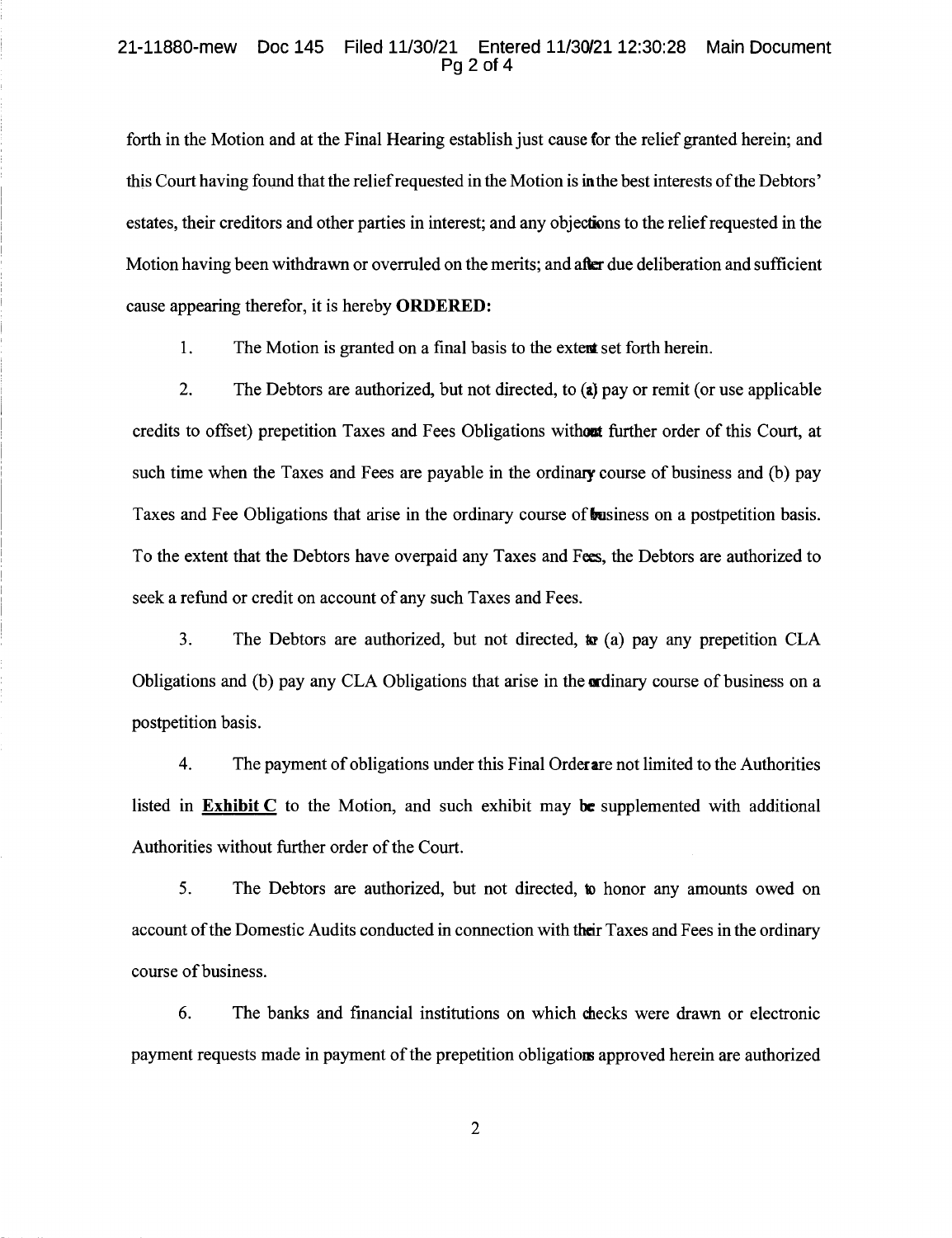forth in the Motion and at the Final Hearing establish just cause for the relief granted herein; and this Court having found that the relief requested in the Motion is in the best interests of the Debtors' estates, their creditors and other parties in interest; and any objections to the relief requested in the Motion having been withdrawn or overruled on the merits; and after due deliberation and sufficient cause appearing therefor, it is hereby **ORDERED:**

1. The Motion is granted on a final basis to the extent set forth herein.

2. The Debtors are authorized, but not directed, to (a) pay or remit (or use applicable credits to offset) prepetition Taxes and Fees Obligations without further order of this Court, at such time when the Taxes and Fees are payable in the ordinary course of business and (b) pay Taxes and Fee Obligations that arise in the ordinary course of business on a postpetition basis. To the extent that the Debtors have overpaid any Taxes and Fees, the Debtors are authorized to seek a refund or credit on account of any such Taxes and Fees.

3. The Debtors are authorized, but not directed, to (a) pay any prepetition CLA Obligations and (b) pay any CLA Obligations that arise in the ordinary course of business on a postpetition basis.

4. The payment of obligations under this Final Order are not limited to the Authorities listed in **Exhibit C** to the Motion, and such exhibit may be supplemented with additional Authorities without further order of the Court.

5. The Debtors are authorized, but not directed, to honor any amounts owed on account of the Domestic Audits conducted in connection with their Taxes and Fees in the ordinary course of business.

6. The banks and financial institutions on which checks were drawn or electronic payment requests made in payment of the prepetition obligations approved herein are authorized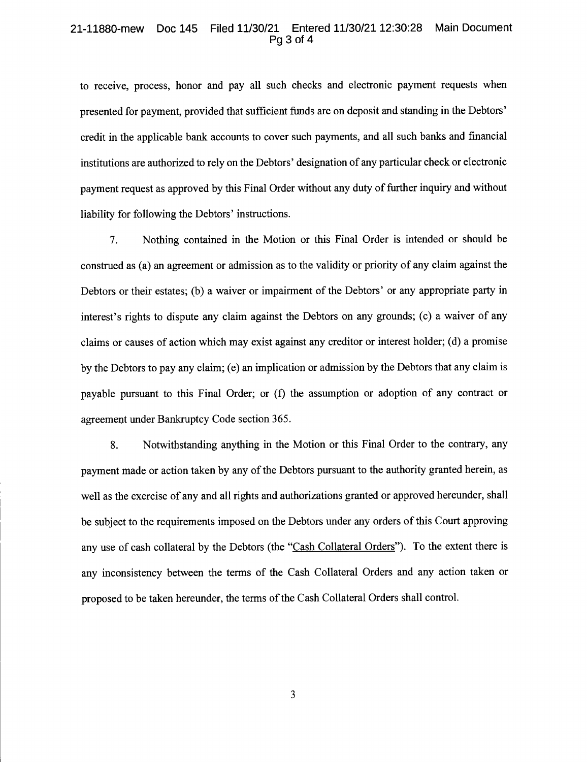to receive, process, honor and pay all such checks and electronic payment requests when presented for payment, provided that sufficient funds are on deposit and standing in the Debtors' credit in the applicable bank accounts to cover such payments, and all such banks and financial institutions are authorized to rely on the Debtors' designation of any particular check or electronic payment request as approved by this Final Order without any duty of further inquiry and without liability for following the Debtors' instructions.

7. Nothing contained in the Motion or this Final Order is intended or should be construed as (a) an agreement or admission as to the validity or priority of any claim against the Debtors or their estates; (b) a waiver or impairment of the Debtors' or any appropriate party in interest's rights to dispute any claim against the Debtors on any grounds; (c) a waiver of any claims or causes of action which may exist against any creditor or interest holder; (d) a promise by the Debtors to pay any claim; (e) an implication or admission by the Debtors that any claim is payable pursuant to this Final Order; or (f) the assumption or adoption of any contract or agreement under Bankruptcy Code section 365.

8. Notwithstanding anything in the Motion or this Final Order to the contrary, any payment made or action taken by any of the Debtors pursuant to the authority granted herein, as well as the exercise of any and all rights and authorizations granted or approved hereunder, shall be subject to the requirements imposed on the Debtors under any orders of this Court approving any use of cash collateral by the Debtors (the "Cash Collateral Orders"). To the extent there is any inconsistency between the terms of the Cash Collateral Orders and any action taken or proposed to be taken hereunder, the terms of the Cash Collateral Orders shall control.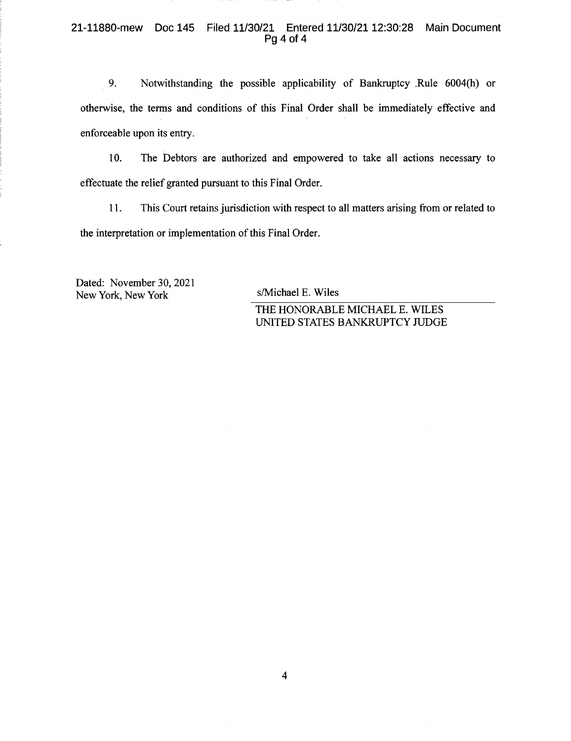9. Notwithstanding the possible applicability of Bankruptcy Rule 6004(h) or otherwise, the terms and conditions of this Final Order shall be immediately effective and enforceable upon its entry.

10. The Debtors are authorized and empowered to take all actions necessary to effectuate the relief granted pursuant to this Final Order.

11. This Court retains jurisdiction with respect to all matters arising from or related to the interpretation or implementation of this Final Order.

Dated: November 30, 2021
New York, New York

s/Michael E. Wiles

THE HONORABLE MICHAEL E. WILES
UNITED STATES BANKRUPTCY JUDGE